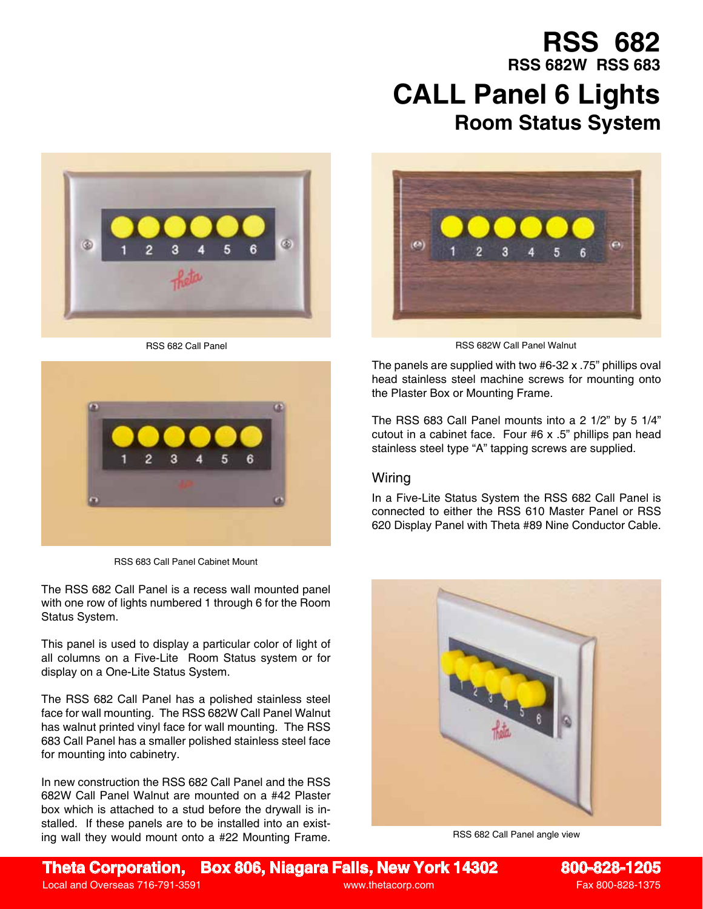# RSS 682

## RSS 682W RSS 683

# CALL Panel 6 Lights

## Room Status System

RSS 682 Call Panel

RSS 683 Call Panel Cabinet Mount

The RSS 682 Call Panel is a recess wall mounted panel with one row of lights numbered 1 through 6 for the Room Status System.

This panel is used to display a particular color of light of all columns on a Five-Lite Room Status system or for display on a One-Lite Status System.

The RSS 682 Call Panel has a polished stainless steel face for wall mounting. The RSS 682W Call Panel Walnut has walnut printed vinyl face for wall mounting. The RSS 683 Call Panel has a smaller polished stainless steel face for mounting into cabinetry.

In new construction the RSS 682 Call Panel and the RSS 682W Call Panel Walnut are mounted on a #42 Plaster box which is attached to a stud before the drywall is installed. If these panels are to be installed into an existing wall they would mount onto a #22 Mounting Frame.

RSS 682W Call Panel Walnut

The panels are supplied with two #6-32 x .75" phillips oval head stainless steel machine screws for mounting onto the Plaster Box or Mounting Frame.

The RSS 683 Call Panel mounts into a 2 1/2" by 5 1/4" cutout in a cabinet face. Four #6 x .5" phillips pan head stainless steel type "A" tapping screws are supplied.

### Wiring

In a Five-Lite Status System the RSS 682 Call Panel is connected to either the RSS 610 Master Panel or RSS 620 Display Panel with Theta #89 Nine Conductor Cable.

RSS 682 Call Panel angle view

**Theta Corporation, Box 806, Niagara Falls, New York 14302** **800-828-1205**

Local and Overseas 716-791-3591 www.thetacorp.com Fax 800-828-1375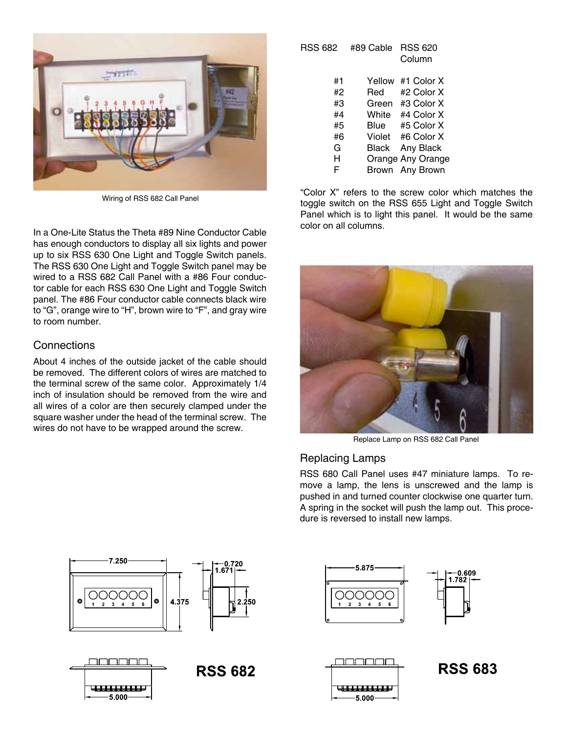Wiring of RSS 682 Call Panel

In a One-Lite Status the Theta #89 Nine Conductor Cable has enough conductors to display all six lights and power up to six RSS 630 One Light and Toggle Switch panels. The RSS 630 One Light and Toggle Switch panel may be wired to a RSS 682 Call Panel with a #86 Four conductor cable for each RSS 630 One Light and Toggle Switch panel. The #86 Four conductor cable connects black wire to "G", orange wire to "H", brown wire to "F", and gray wire to room number.

## Connections

About 4 inches of the outside jacket of the cable should be removed. The different colors of wires are matched to the terminal screw of the same color. Approximately 1/4 inch of insulation should be removed from the wire and all wires of a color are then securely clamped under the square washer under the head of the terminal screw. The wires do not have to be wrapped around the screw.

| RSS 682 | #89 Cable | RSS 620 Column |
|---|---|---|
| #1 | Yellow | #1 Color X |
| #2 | Red | #2 Color X |
| #3 | Green | #3 Color X |
| #4 | White | #4 Color X |
| #5 | Blue | #5 Color X |
| #6 | Violet | #6 Color X |
| G | Black | Any Black |
| H | Orange | Any Orange |
| F | Brown | Any Brown |

"Color X" refers to the screw color which matches the toggle switch on the RSS 655 Light and Toggle Switch Panel which is to light this panel. It would be the same color on all columns.

Replace Lamp on RSS 682 Call Panel

## Replacing Lamps

RSS 680 Call Panel uses #47 miniature lamps. To remove a lamp, the lens is unscrewed and the lamp is pushed in and turned counter clockwise one quarter turn. A spring in the socket will push the lamp out. This procedure is reversed to install new lamps.

7.250
4.375
0.720
1.671
2.250
5.000
**RSS 682**

5.875
0.609
1.782
5.000
**RSS 683**